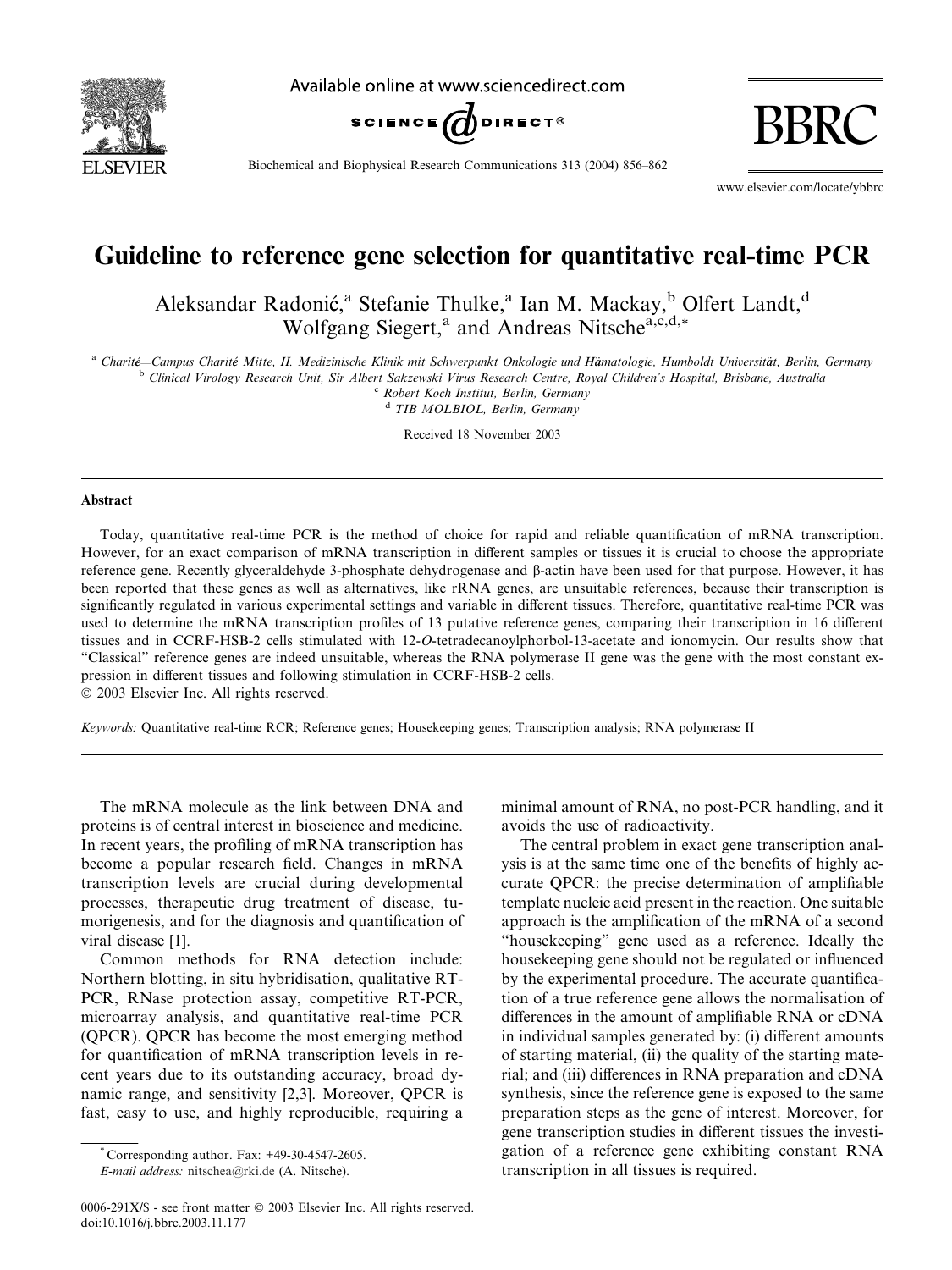# Guideline to reference gene selection for quantitative real-time PCR

Aleksandar Radonić,[a] Stefanie Thulke,[a] Ian M. Mackay,[b] Olfert Landt,[d] Wolfgang Siegert,[a] and Andreas Nitsche[a,c,d,*]

[a] Charité—Campus Charité Mitte, II. Medizinische Klinik mit Schwerpunkt Onkologie und Hämatologie, Humboldt Universität, Berlin, Germany
[b] Clinical Virology Research Unit, Sir Albert Sakzewski Virus Research Centre, Royal Children's Hospital, Brisbane, Australia
[c] Robert Koch Institut, Berlin, Germany
[d] TIB MOLBIOL, Berlin, Germany

Received 18 November 2003

## Abstract

Today, quantitative real-time PCR is the method of choice for rapid and reliable quantification of mRNA transcription. However, for an exact comparison of mRNA transcription in different samples or tissues it is crucial to choose the appropriate reference gene. Recently glyceraldehyde 3-phosphate dehydrogenase and β-actin have been used for that purpose. However, it has been reported that these genes as well as alternatives, like rRNA genes, are unsuitable references, because their transcription is significantly regulated in various experimental settings and variable in different tissues. Therefore, quantitative real-time PCR was used to determine the mRNA transcription profiles of 13 putative reference genes, comparing their transcription in 16 different tissues and in CCRF-HSB-2 cells stimulated with 12-*O*-tetradecanoylphorbol-13-acetate and ionomycin. Our results show that "Classical" reference genes are indeed unsuitable, whereas the RNA polymerase II gene was the gene with the most constant expression in different tissues and following stimulation in CCRF-HSB-2 cells.

© 2003 Elsevier Inc. All rights reserved.

*Keywords:* Quantitative real-time RCR; Reference genes; Housekeeping genes; Transcription analysis; RNA polymerase II

The mRNA molecule as the link between DNA and proteins is of central interest in bioscience and medicine. In recent years, the profiling of mRNA transcription has become a popular research field. Changes in mRNA transcription levels are crucial during developmental processes, therapeutic drug treatment of disease, tumorigenesis, and for the diagnosis and quantification of viral disease [1].

Common methods for RNA detection include: Northern blotting, in situ hybridisation, qualitative RT-PCR, RNase protection assay, competitive RT-PCR, microarray analysis, and quantitative real-time PCR (QPCR). QPCR has become the most emerging method for quantification of mRNA transcription levels in recent years due to its outstanding accuracy, broad dynamic range, and sensitivity [2,3]. Moreover, QPCR is fast, easy to use, and highly reproducible, requiring a minimal amount of RNA, no post-PCR handling, and it avoids the use of radioactivity.

The central problem in exact gene transcription analysis is at the same time one of the benefits of highly accurate QPCR: the precise determination of amplifiable template nucleic acid present in the reaction. One suitable approach is the amplification of the mRNA of a second "housekeeping" gene used as a reference. Ideally the housekeeping gene should not be regulated or influenced by the experimental procedure. The accurate quantification of a true reference gene allows the normalisation of differences in the amount of amplifiable RNA or cDNA in individual samples generated by: (i) different amounts of starting material, (ii) the quality of the starting material; and (iii) differences in RNA preparation and cDNA synthesis, since the reference gene is exposed to the same preparation steps as the gene of interest. Moreover, for gene transcription studies in different tissues the investigation of a reference gene exhibiting constant RNA transcription in all tissues is required.

\* Corresponding author. Fax: +49-30-4547-2605.
*E-mail address:* nitschea@rki.de (A. Nitsche).

0006-291X/$ - see front matter © 2003 Elsevier Inc. All rights reserved.
doi:10.1016/j.bbrc.2003.11.177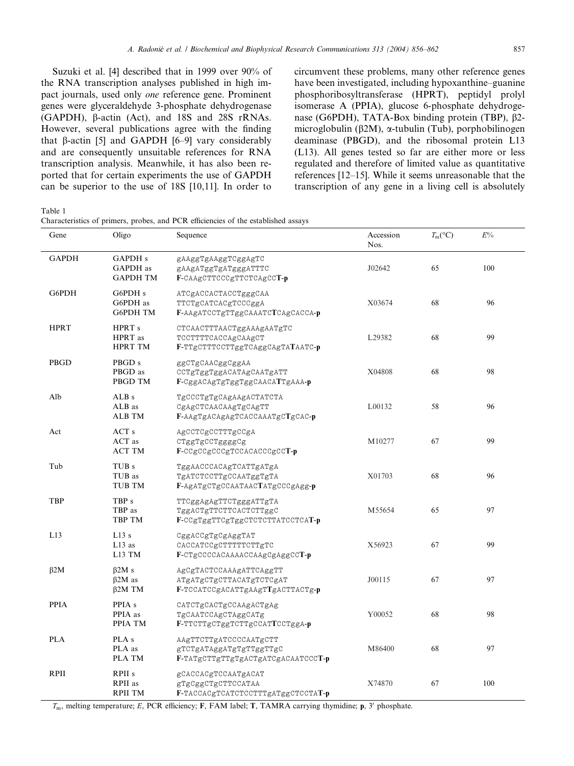Suzuki et al. [4] described that in 1999 over 90% of the RNA transcription analyses published in high impact journals, used only *one* reference gene. Prominent genes were glyceraldehyde 3-phosphate dehydrogenase (GAPDH), β-actin (Act), and 18S and 28S rRNAs. However, several publications agree with the finding that β-actin [5] and GAPDH [6–9] vary considerably and are consequently unsuitable references for RNA transcription analysis. Meanwhile, it has also been reported that for certain experiments the use of GAPDH can be superior to the use of 18S [10,11]. In order to circumvent these problems, many other reference genes have been investigated, including hypoxanthine–guanine phosphoribosyltransferase (HPRT), peptidyl prolyl isomerase A (PPIA), glucose 6-phosphate dehydrogenase (G6PDH), TATA-Box binding protein (TBP), β2-microglobulin (β2M), α-tubulin (Tub), porphobilinogen deaminase (PBGD), and the ribosomal protein L13 (L13). All genes tested so far are either more or less regulated and therefore of limited value as quantitative references [12–15]. While it seems unreasonable that the transcription of any gene in a living cell is absolutely

Table 1
Characteristics of primers, probes, and PCR efficiencies of the established assays

| Gene | Oligo | Sequence | Accession Nos. | $T_m$(°C) | $E$% |
|---|---|---|---|---|---|
| GAPDH | GAPDH s<br>GAPDH as<br>GAPDH TM | gAAggTgAAggTCggAgTC<br>gAAgATggTgATgggATTTC<br>**F**-CAAgCTTCCCgTTCTCAgCC**T**-**p** | J02642 | 65 | 100 |
| G6PDH | G6PDH s<br>G6PDH as<br>G6PDH TM | ATCgACCACTACCTgggCAA<br>TTCTgCATCACgTCCCggA<br>**F**-AAgATCCTgTTggCAAATC**T**CAgCACCA-**p** | X03674 | 68 | 96 |
| HPRT | HPRT s<br>HPRT as<br>HPRT TM | CTCAACTTTAACTggAAAgAATgTC<br>TCCTTTTCACCAgCAAgCT<br>**F**-TTgCTTTCCTTggTCAggCAgTA**T**AATC-**p** | L29382 | 68 | 99 |
| PBGD | PBGD s<br>PBGD as<br>PBGD TM | ggCTgCAACggCggAA<br>CCTgTggTggACATAgCAATgATT<br>**F**-CggAgCCATgTCTggTAACggCAA**T**gAAA-**p** | X04808 | 68 | 98 |
| Alb | ALB s<br>ALB as<br>ALB TM | TgCCCTgTgCAgAAgACTATCTA<br>CgAgCTCAACAAgTgCAgTT<br>**F**-AAgTgACAgAgTCACCAAATgC**T**gCAC-**p** | L00132 | 58 | 96 |
| Act | ACT s<br>ACT as<br>ACT TM | AgCCTCgCCTTTgCCgA<br>CTggTgCCTggggCg<br>**F**-CCgCCgCCCgTCCACACCCgCC**T**-**p** | M10277 | 67 | 99 |
| Tub | TUB s<br>TUB as<br>TUB TM | TggAACCCACAgTCATTgATgA<br>TgATCTCCTTgCCAATggTgTA<br>**F**-AgATgCTgCCAATAAC**T**ATgCCCgAgg-**p** | X01703 | 68 | 96 |
| TBP | TBP s<br>TBP as<br>TBP TM | TTCggAgAgTTCTgggATTgTA<br>TggACTgTTCTTCACTCTTggC<br>**F**-CCgTggTTCgTggCTCTCTTATCCTCA**T**-**p** | M55654 | 65 | 97 |
| L13 | L13 s<br>L13 as<br>L13 TM | CggACCgTgCgAggTAT<br>CACCATCCgCTTTTTCTTgTC<br>**F**-CTgCCCCACAAAACCAAgCgAggCC**T**-**p** | X56923 | 67 | 99 |
| β2M | β2M s<br>β2M as<br>β2M TM | AgCgTACTCCAAAgATTCAggTT<br>ATgATgCTgCTTACATgTCTCgAT<br>**F**-TCCATCCgACATTgAAgT**T**gACTTACTg-**p** | J00115 | 67 | 97 |
| PPIA | PPIA s<br>PPIA as<br>PPIA TM | CATCTgCACTgCCAAgACTgAg<br>TgCAATCCAgCTAggCATg<br>**F**-TTCTTgCTggTCTTgCCAT**T**CCTggA-**p** | Y00052 | 68 | 98 |
| PLA | PLA s<br>PLA as<br>PLA TM | AAgTTCTTgATCCCCAATgCTT<br>gTCTgATAggATgTgTTggTTgC<br>**F**-TATgCTTgTTgTgACTgATCgACAATCCC**T**-**p** | M86400 | 68 | 97 |
| RPII | RPII s<br>RPII as<br>RPII TM | gCACCACgTCCAATgACAT<br>gTgCggCTgCTTCCATAA<br>**F**-TACCACgTCATCTCCTTTgATggCTCCTA**T**-**p** | X74870 | 67 | 100 |

$T_m$, melting temperature; $E$, PCR efficiency; **F**, FAM label; **T**, TAMRA carrying thymidine; **p**, 3′ phosphate.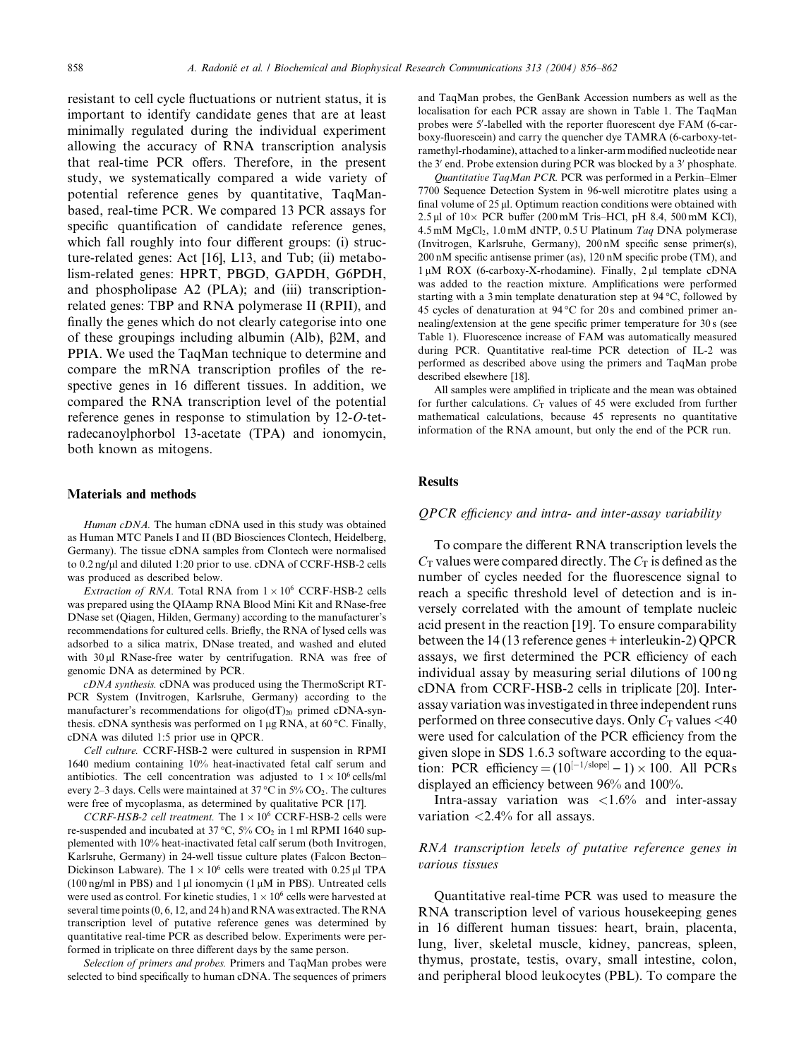resistant to cell cycle fluctuations or nutrient status, it is important to identify candidate genes that are at least minimally regulated during the individual experiment allowing the accuracy of RNA transcription analysis that real-time PCR offers. Therefore, in the present study, we systematically compared a wide variety of potential reference genes by quantitative, TaqMan-based, real-time PCR. We compared 13 PCR assays for specific quantification of candidate reference genes, which fall roughly into four different groups: (i) structure-related genes: Act [16], L13, and Tub; (ii) metabolism-related genes: HPRT, PBGD, GAPDH, G6PDH, and phospholipase A2 (PLA); and (iii) transcription-related genes: TBP and RNA polymerase II (RPII), and finally the genes which do not clearly categorise into one of these groupings including albumin (Alb), β2M, and PPIA. We used the TaqMan technique to determine and compare the mRNA transcription profiles of the respective genes in 16 different tissues. In addition, we compared the RNA transcription level of the potential reference genes in response to stimulation by 12-*O*-tetradecanoylphorbol 13-acetate (TPA) and ionomycin, both known as mitogens.

## Materials and methods

*Human cDNA.* The human cDNA used in this study was obtained as Human MTC Panels I and II (BD Biosciences Clontech, Heidelberg, Germany). The tissue cDNA samples from Clontech were normalised to 0.2 ng/μl and diluted 1:20 prior to use. cDNA of CCRF-HSB-2 cells was produced as described below.

*Extraction of RNA.* Total RNA from $1 \times 10^6$ CCRF-HSB-2 cells was prepared using the QIAamp RNA Blood Mini Kit and RNase-free DNase set (Qiagen, Hilden, Germany) according to the manufacturer's recommendations for cultured cells. Briefly, the RNA of lysed cells was adsorbed to a silica matrix, DNase treated, and washed and eluted with 30 μl RNase-free water by centrifugation. RNA was free of genomic DNA as determined by PCR.

*cDNA synthesis.* cDNA was produced using the ThermoScript RT-PCR System (Invitrogen, Karlsruhe, Germany) according to the manufacturer's recommendations for oligo$(dT)_{20}$ primed cDNA-synthesis. cDNA synthesis was performed on 1 μg RNA, at 60 °C. Finally, cDNA was diluted 1:5 prior use in QPCR.

*Cell culture.* CCRF-HSB-2 were cultured in suspension in RPMI 1640 medium containing 10% heat-inactivated fetal calf serum and antibiotics. The cell concentration was adjusted to $1 \times 10^6$ cells/ml every 2–3 days. Cells were maintained at 37 °C in 5% $CO_2$. The cultures were free of mycoplasma, as determined by qualitative PCR [17].

*CCRF-HSB-2 cell treatment.* The $1 \times 10^6$ CCRF-HSB-2 cells were re-suspended and incubated at 37 °C, 5% $CO_2$ in 1 ml RPMI 1640 supplemented with 10% heat-inactivated fetal calf serum (both Invitrogen, Karlsruhe, Germany) in 24-well tissue culture plates (Falcon Becton–Dickinson Labware). The $1 \times 10^6$ cells were treated with 0.25 μl TPA (100 ng/ml in PBS) and 1 μl ionomycin (1 μM in PBS). Untreated cells were used as control. For kinetic studies, $1 \times 10^6$ cells were harvested at several time points (0, 6, 12, and 24 h) and RNA was extracted. The RNA transcription level of putative reference genes was determined by quantitative real-time PCR as described below. Experiments were performed in triplicate on three different days by the same person.

*Selection of primers and probes.* Primers and TaqMan probes were selected to bind specifically to human cDNA. The sequences of primers and TaqMan probes, the GenBank Accession numbers as well as the localisation for each PCR assay are shown in Table 1. The TaqMan probes were 5′-labelled with the reporter fluorescent dye FAM (6-carboxy-fluorescein) and carry the quencher dye TAMRA (6-carboxy-tetramethyl-rhodamine), attached to a linker-arm modified nucleotide near the 3′ end. Probe extension during PCR was blocked by a 3′ phosphate.

*Quantitative TaqMan PCR.* PCR was performed in a Perkin–Elmer 7700 Sequence Detection System in 96-well microtitre plates using a final volume of 25 μl. Optimum reaction conditions were obtained with 2.5 μl of 10× PCR buffer (200 mM Tris–HCl, pH 8.4, 500 mM KCl), 4.5 mM $MgCl_2$, 1.0 mM dNTP, 0.5 U Platinum *Taq* DNA polymerase (Invitrogen, Karlsruhe, Germany), 200 nM specific sense primer(s), 200 nM specific antisense primer (as), 120 nM specific probe (TM), and 1 μM ROX (6-carboxy-X-rhodamine). Finally, 2 μl template cDNA was added to the reaction mixture. Amplifications were performed starting with a 3 min template denaturation step at 94 °C, followed by 45 cycles of denaturation at 94 °C for 20 s and combined primer annealing/extension at the gene specific primer temperature for 30 s (see Table 1). Fluorescence increase of FAM was automatically measured during PCR. Quantitative real-time PCR detection of IL-2 was performed as described above using the primers and TaqMan probe described elsewhere [18].

All samples were amplified in triplicate and the mean was obtained for further calculations. $C_T$ values of 45 were excluded from further mathematical calculations, because 45 represents no quantitative information of the RNA amount, but only the end of the PCR run.

## Results

### *QPCR efficiency and intra- and inter-assay variability*

To compare the different RNA transcription levels the $C_T$ values were compared directly. The $C_T$ is defined as the number of cycles needed for the fluorescence signal to reach a specific threshold level of detection and is inversely correlated with the amount of template nucleic acid present in the reaction [19]. To ensure comparability between the 14 (13 reference genes + interleukin-2) QPCR assays, we first determined the PCR efficiency of each individual assay by measuring serial dilutions of 100 ng cDNA from CCRF-HSB-2 cells in triplicate [20]. Inter-assay variation was investigated in three independent runs performed on three consecutive days. Only $C_T$ values <40 were used for calculation of the PCR efficiency from the given slope in SDS 1.6.3 software according to the equation: PCR efficiency $= (10^{[-1/\text{slope}]} - 1) \times 100$. All PCRs displayed an efficiency between 96% and 100%.

Intra-assay variation was <1.6% and inter-assay variation <2.4% for all assays.

### *RNA transcription levels of putative reference genes in various tissues*

Quantitative real-time PCR was used to measure the RNA transcription level of various housekeeping genes in 16 different human tissues: heart, brain, placenta, lung, liver, skeletal muscle, kidney, pancreas, spleen, thymus, prostate, testis, ovary, small intestine, colon, and peripheral blood leukocytes (PBL). To compare the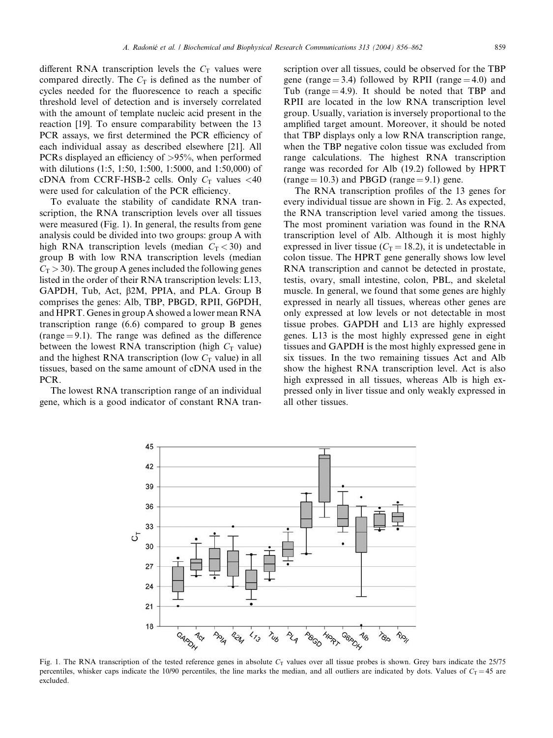different RNA transcription levels the $C_T$ values were compared directly. The $C_T$ is defined as the number of cycles needed for the fluorescence to reach a specific threshold level of detection and is inversely correlated with the amount of template nucleic acid present in the reaction [19]. To ensure comparability between the 13 PCR assays, we first determined the PCR efficiency of each individual assay as described elsewhere [21]. All PCRs displayed an efficiency of >95%, when performed with dilutions (1:5, 1:50, 1:500, 1:5000, and 1:50,000) of cDNA from CCRF-HSB-2 cells. Only $C_T$ values <40 were used for calculation of the PCR efficiency.

To evaluate the stability of candidate RNA transcription, the RNA transcription levels over all tissues were measured (Fig. 1). In general, the results from gene analysis could be divided into two groups: group A with high RNA transcription levels (median $C_T < 30$) and group B with low RNA transcription levels (median $C_T > 30$). The group A genes included the following genes listed in the order of their RNA transcription levels: L13, GAPDH, Tub, Act, β2M, PPIA, and PLA. Group B comprises the genes: Alb, TBP, PBGD, RPII, G6PDH, and HPRT. Genes in group A showed a lower mean RNA transcription range (6.6) compared to group B genes (range = 9.1). The range was defined as the difference between the lowest RNA transcription (high $C_T$ value) and the highest RNA transcription (low $C_T$ value) in all tissues, based on the same amount of cDNA used in the PCR.

The lowest RNA transcription range of an individual gene, which is a good indicator of constant RNA transcription over all tissues, could be observed for the TBP gene (range = 3.4) followed by RPII (range = 4.0) and Tub (range = 4.9). It should be noted that TBP and RPII are located in the low RNA transcription level group. Usually, variation is inversely proportional to the amplified target amount. Moreover, it should be noted that TBP displays only a low RNA transcription range, when the TBP negative colon tissue was excluded from range calculations. The highest RNA transcription range was recorded for Alb (19.2) followed by HPRT (range = 10.3) and PBGD (range = 9.1) gene.

The RNA transcription profiles of the 13 genes for every individual tissue are shown in Fig. 2. As expected, the RNA transcription level varied among the tissues. The most prominent variation was found in the RNA transcription level of Alb. Although it is most highly expressed in liver tissue ($C_T = 18.2$), it is undetectable in colon tissue. The HPRT gene generally shows low level RNA transcription and cannot be detected in prostate, testis, ovary, small intestine, colon, PBL, and skeletal muscle. In general, we found that some genes are highly expressed in nearly all tissues, whereas other genes are only expressed at low levels or not detectable in most tissue probes. GAPDH and L13 are highly expressed genes. L13 is the most highly expressed gene in eight tissues and GAPDH is the most highly expressed gene in six tissues. In the two remaining tissues Act and Alb show the highest RNA transcription level. Act is also high expressed in all tissues, whereas Alb is high expressed only in liver tissue and only weakly expressed in all other tissues.

Fig. 1. The RNA transcription of the tested reference genes in absolute $C_T$ values over all tissue probes is shown. Grey bars indicate the 25/75 percentiles, whisker caps indicate the 10/90 percentiles, the line marks the median, and all outliers are indicated by dots. Values of $C_T = 45$ are excluded.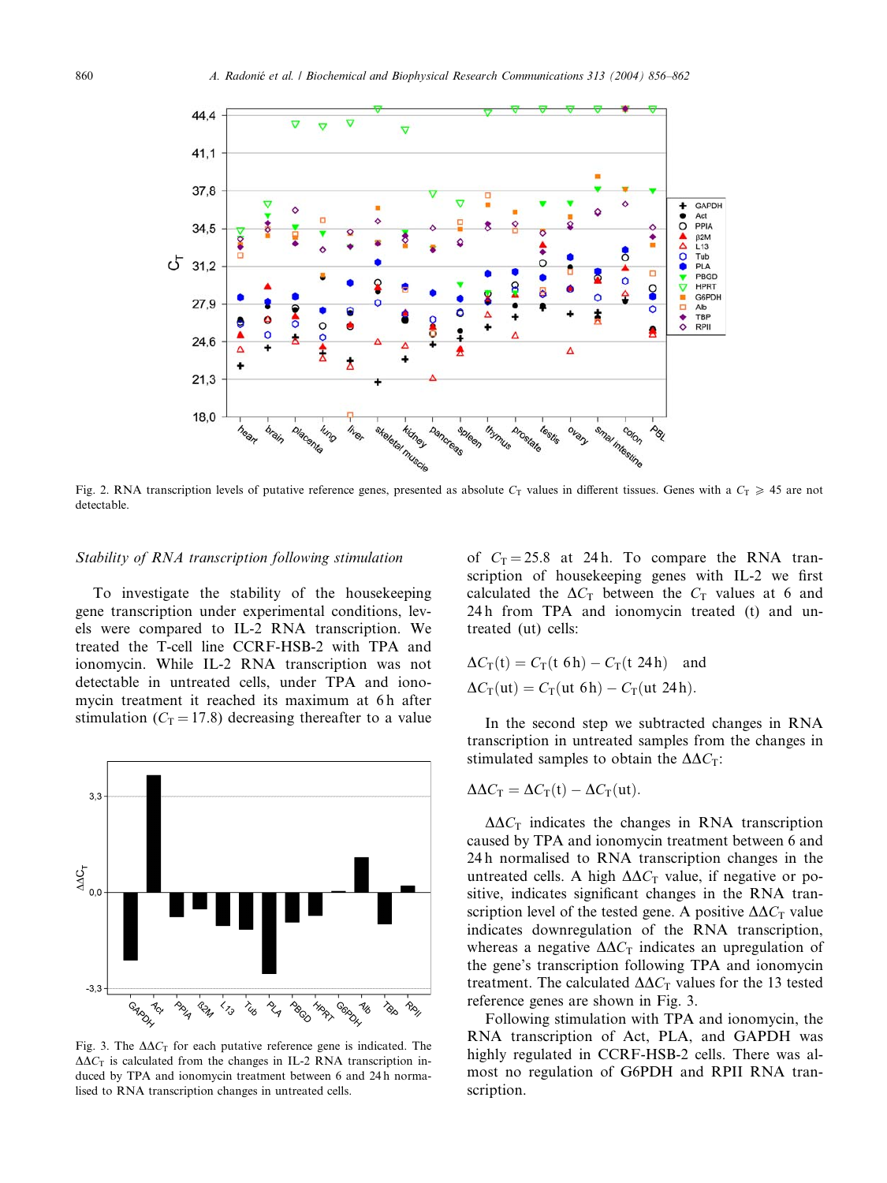Fig. 2. RNA transcription levels of putative reference genes, presented as absolute $C_T$ values in different tissues. Genes with a $C_T \geqslant 45$ are not detectable.

*Stability of RNA transcription following stimulation*

To investigate the stability of the housekeeping gene transcription under experimental conditions, levels were compared to IL-2 RNA transcription. We treated the T-cell line CCRF-HSB-2 with TPA and ionomycin. While IL-2 RNA transcription was not detectable in untreated cells, under TPA and ionomycin treatment it reached its maximum at 6 h after stimulation ($C_T = 17.8$) decreasing thereafter to a value of $C_T = 25.8$ at 24 h. To compare the RNA transcription of housekeeping genes with IL-2 we first calculated the $\Delta C_T$ between the $C_T$ values at 6 and 24 h from TPA and ionomycin treated (t) and untreated (ut) cells:

$$\Delta C_T(\text{t}) = C_T(\text{t } 6\text{h}) - C_T(\text{t } 24\text{h}) \quad \text{and}$$

$$\Delta C_T(\text{ut}) = C_T(\text{ut } 6\text{h}) - C_T(\text{ut } 24\text{h}).$$

In the second step we subtracted changes in RNA transcription in untreated samples from the changes in stimulated samples to obtain the $\Delta\Delta C_T$:

$$\Delta\Delta C_T = \Delta C_T(\text{t}) - \Delta C_T(\text{ut}).$$

$\Delta\Delta C_T$ indicates the changes in RNA transcription caused by TPA and ionomycin treatment between 6 and 24 h normalised to RNA transcription changes in the untreated cells. A high $\Delta\Delta C_T$ value, if negative or positive, indicates significant changes in the RNA transcription level of the tested gene. A positive $\Delta\Delta C_T$ value indicates downregulation of the RNA transcription, whereas a negative $\Delta\Delta C_T$ indicates an upregulation of the gene's transcription following TPA and ionomycin treatment. The calculated $\Delta\Delta C_T$ values for the 13 tested reference genes are shown in Fig. 3.

Following stimulation with TPA and ionomycin, the RNA transcription of Act, PLA, and GAPDH was highly regulated in CCRF-HSB-2 cells. There was almost no regulation of G6PDH and RPII RNA transcription.

Fig. 3. The $\Delta\Delta C_T$ for each putative reference gene is indicated. The $\Delta\Delta C_T$ is calculated from the changes in IL-2 RNA transcription induced by TPA and ionomycin treatment between 6 and 24 h normalised to RNA transcription changes in untreated cells.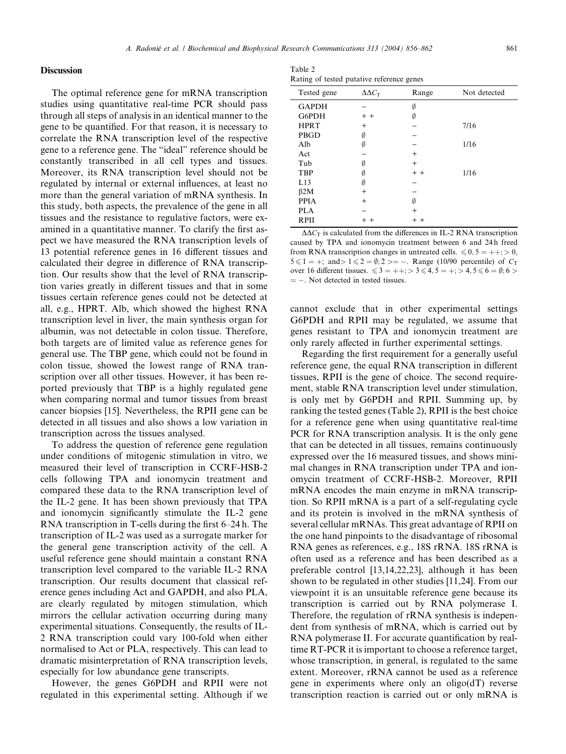## Discussion

The optimal reference gene for mRNA transcription studies using quantitative real-time PCR should pass through all steps of analysis in an identical manner to the gene to be quantified. For that reason, it is necessary to correlate the RNA transcription level of the respective gene to a reference gene. The "ideal" reference should be constantly transcribed in all cell types and tissues. Moreover, its RNA transcription level should not be regulated by internal or external influences, at least no more than the general variation of mRNA synthesis. In this study, both aspects, the prevalence of the gene in all tissues and the resistance to regulative factors, were examined in a quantitative manner. To clarify the first aspect we have measured the RNA transcription levels of 13 potential reference genes in 16 different tissues and calculated their degree in difference of RNA transcription. Our results show that the level of RNA transcription varies greatly in different tissues and that in some tissues certain reference genes could not be detected at all, e.g., HPRT. Alb, which showed the highest RNA transcription level in liver, the main synthesis organ for albumin, was not detectable in colon tissue. Therefore, both targets are of limited value as reference genes for general use. The TBP gene, which could not be found in colon tissue, showed the lowest range of RNA transcription over all other tissues. However, it has been reported previously that TBP is a highly regulated gene when comparing normal and tumor tissues from breast cancer biopsies [15]. Nevertheless, the RPII gene can be detected in all tissues and also shows a low variation in transcription across the tissues analysed.

To address the question of reference gene regulation under conditions of mitogenic stimulation in vitro, we measured their level of transcription in CCRF-HSB-2 cells following TPA and ionomycin treatment and compared these data to the RNA transcription level of the IL-2 gene. It has been shown previously that TPA and ionomycin significantly stimulate the IL-2 gene RNA transcription in T-cells during the first 6–24 h. The transcription of IL-2 was used as a surrogate marker for the general gene transcription activity of the cell. A useful reference gene should maintain a constant RNA transcription level compared to the variable IL-2 RNA transcription. Our results document that classical reference genes including Act and GAPDH, and also PLA, are clearly regulated by mitogen stimulation, which mirrors the cellular activation occurring during many experimental situations. Consequently, the results of IL-2 RNA transcription could vary 100-fold when either normalised to Act or PLA, respectively. This can lead to dramatic misinterpretation of RNA transcription levels, especially for low abundance gene transcripts.

However, the genes G6PDH and RPII were not regulated in this experimental setting. Although if we cannot exclude that in other experimental settings G6PDH and RPII may be regulated, we assume that genes resistant to TPA and ionomycin treatment are only rarely affected in further experimental settings.

Table 2
Rating of tested putative reference genes

| Tested gene | $\Delta\Delta C_T$ | Range | Not detected |
|---|---|---|---|
| GAPDH | − | ∅ | |
| G6PDH | + + | ∅ | |
| HPRT | + | − | 7/16 |
| PBGD | ∅ | − | |
| Alb | ∅ | − | 1/16 |
| Act | − | + | |
| Tub | ∅ | + | |
| TBP | ∅ | + + | 1/16 |
| L13 | ∅ | − | |
| β2M | + | − | |
| PPIA | + | ∅ | |
| PLA | − | + | |
| RPII | + + | + + | |

$\Delta\Delta C_T$ is calculated from the differences in IL-2 RNA transcription caused by TPA and ionomycin treatment between 6 and 24 h freed from RNA transcription changes in untreated cells. $\leqslant 0, 5 = ++$; $> 0, 5 \leqslant 1 = +$; and $> 1 \leqslant 2 = \emptyset$; $2 >= -$. Range (10/90 percentile) of $C_T$ over 16 different tissues. $\leqslant 3 = ++$; $> 3 \leqslant 4, 5 = +$; $> 4, 5 \leqslant 6 = \emptyset$; $6 > = -$. Not detected in tested tissues.

Regarding the first requirement for a generally useful reference gene, the equal RNA transcription in different tissues, RPII is the gene of choice. The second requirement, stable RNA transcription level under stimulation, is only met by G6PDH and RPII. Summing up, by ranking the tested genes (Table 2), RPII is the best choice for a reference gene when using quantitative real-time PCR for RNA transcription analysis. It is the only gene that can be detected in all tissues, remains continuously expressed over the 16 measured tissues, and shows minimal changes in RNA transcription under TPA and ionomycin treatment of CCRF-HSB-2. Moreover, RPII mRNA encodes the main enzyme in mRNA transcription. So RPII mRNA is a part of a self-regulating cycle and its protein is involved in the mRNA synthesis of several cellular mRNAs. This great advantage of RPII on the one hand pinpoints to the disadvantage of ribosomal RNA genes as references, e.g., 18S rRNA. 18S rRNA is often used as a reference and has been described as a preferable control [13,14,22,23], although it has been shown to be regulated in other studies [11,24]. From our viewpoint it is an unsuitable reference gene because its transcription is carried out by RNA polymerase I. Therefore, the regulation of rRNA synthesis is independent from synthesis of mRNA, which is carried out by RNA polymerase II. For accurate quantification by real-time RT-PCR it is important to choose a reference target, whose transcription, in general, is regulated to the same extent. Moreover, rRNA cannot be used as a reference gene in experiments where only an oligo(dT) reverse transcription reaction is carried out or only mRNA is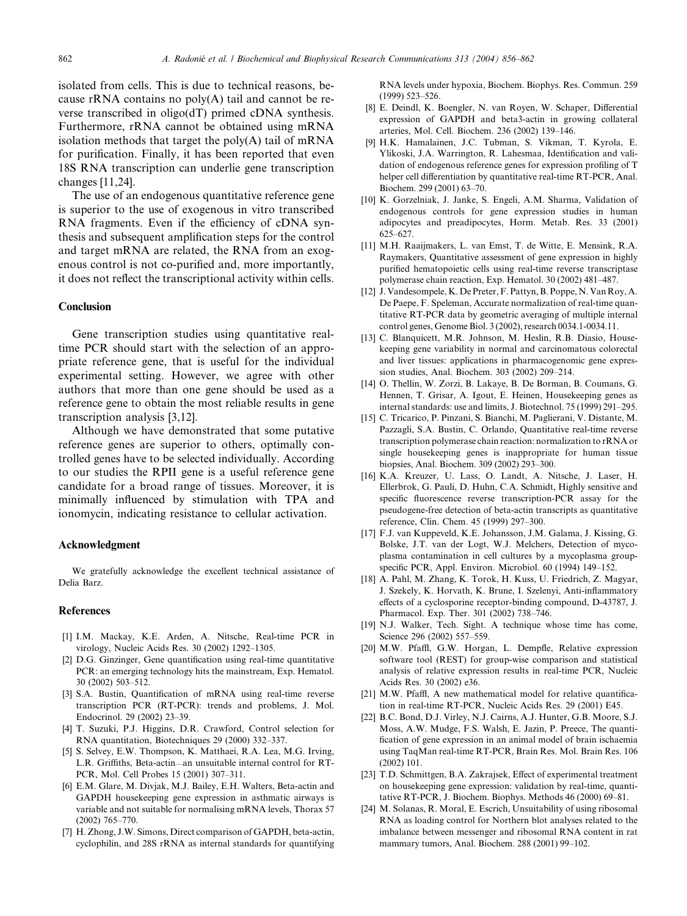isolated from cells. This is due to technical reasons, because rRNA contains no poly(A) tail and cannot be reverse transcribed in oligo(dT) primed cDNA synthesis. Furthermore, rRNA cannot be obtained using mRNA isolation methods that target the poly(A) tail of mRNA for purification. Finally, it has been reported that even 18S RNA transcription can underlie gene transcription changes [11,24].

The use of an endogenous quantitative reference gene is superior to the use of exogenous in vitro transcribed RNA fragments. Even if the efficiency of cDNA synthesis and subsequent amplification steps for the control and target mRNA are related, the RNA from an exogenous control is not co-purified and, more importantly, it does not reflect the transcriptional activity within cells.

## Conclusion

Gene transcription studies using quantitative real-time PCR should start with the selection of an appropriate reference gene, that is useful for the individual experimental setting. However, we agree with other authors that more than one gene should be used as a reference gene to obtain the most reliable results in gene transcription analysis [3,12].

Although we have demonstrated that some putative reference genes are superior to others, optimally controlled genes have to be selected individually. According to our studies the RPII gene is a useful reference gene candidate for a broad range of tissues. Moreover, it is minimally influenced by stimulation with TPA and ionomycin, indicating resistance to cellular activation.

## Acknowledgment

We gratefully acknowledge the excellent technical assistance of Delia Barz.

## References

[1] I.M. Mackay, K.E. Arden, A. Nitsche, Real-time PCR in virology, Nucleic Acids Res. 30 (2002) 1292–1305.

[2] D.G. Ginzinger, Gene quantification using real-time quantitative PCR: an emerging technology hits the mainstream, Exp. Hematol. 30 (2002) 503–512.

[3] S.A. Bustin, Quantification of mRNA using real-time reverse transcription PCR (RT-PCR): trends and problems, J. Mol. Endocrinol. 29 (2002) 23–39.

[4] T. Suzuki, P.J. Higgins, D.R. Crawford, Control selection for RNA quantitation, Biotechniques 29 (2000) 332–337.

[5] S. Selvey, E.W. Thompson, K. Matthaei, R.A. Lea, M.G. Irving, L.R. Griffiths, Beta-actin—an unsuitable internal control for RT-PCR, Mol. Cell Probes 15 (2001) 307–311.

[6] E.M. Glare, M. Divjak, M.J. Bailey, E.H. Walters, Beta-actin and GAPDH housekeeping gene expression in asthmatic airways is variable and not suitable for normalising mRNA levels, Thorax 57 (2002) 765–770.

[7] H. Zhong, J.W. Simons, Direct comparison of GAPDH, beta-actin, cyclophilin, and 28S rRNA as internal standards for quantifying RNA levels under hypoxia, Biochem. Biophys. Res. Commun. 259 (1999) 523–526.

[8] E. Deindl, K. Boengler, N. van Royen, W. Schaper, Differential expression of GAPDH and beta3-actin in growing collateral arteries, Mol. Cell. Biochem. 236 (2002) 139–146.

[9] H.K. Hamalainen, J.C. Tubman, S. Vikman, T. Kyrola, E. Ylikoski, J.A. Warrington, R. Lahesmaa, Identification and validation of endogenous reference genes for expression profiling of T helper cell differentiation by quantitative real-time RT-PCR, Anal. Biochem. 299 (2001) 63–70.

[10] K. Gorzelniak, J. Janke, S. Engeli, A.M. Sharma, Validation of endogenous controls for gene expression studies in human adipocytes and preadipocytes, Horm. Metab. Res. 33 (2001) 625–627.

[11] M.H. Raaijmakers, L. van Emst, T. de Witte, E. Mensink, R.A. Raymakers, Quantitative assessment of gene expression in highly purified hematopoietic cells using real-time reverse transcriptase polymerase chain reaction, Exp. Hematol. 30 (2002) 481–487.

[12] J. Vandesompele, K. De Preter, F. Pattyn, B. Poppe, N. Van Roy, A. De Paepe, F. Speleman, Accurate normalization of real-time quantitative RT-PCR data by geometric averaging of multiple internal control genes, Genome Biol. 3 (2002), research 0034.1-0034.11.

[13] C. Blanquicett, M.R. Johnson, M. Heslin, R.B. Diasio, Housekeeping gene variability in normal and carcinomatous colorectal and liver tissues: applications in pharmacogenomic gene expression studies, Anal. Biochem. 303 (2002) 209–214.

[14] O. Thellin, W. Zorzi, B. Lakaye, B. De Borman, B. Coumans, G. Hennen, T. Grisar, A. Igout, E. Heinen, Housekeeping genes as internal standards: use and limits, J. Biotechnol. 75 (1999) 291–295.

[15] C. Tricarico, P. Pinzani, S. Bianchi, M. Paglierani, V. Distante, M. Pazzagli, S.A. Bustin, C. Orlando, Quantitative real-time reverse transcription polymerase chain reaction: normalization to rRNA or single housekeeping genes is inappropriate for human tissue biopsies, Anal. Biochem. 309 (2002) 293–300.

[16] K.A. Kreuzer, U. Lass, O. Landt, A. Nitsche, J. Laser, H. Ellerbrok, G. Pauli, D. Huhn, C.A. Schmidt, Highly sensitive and specific fluorescence reverse transcription-PCR assay for the pseudogene-free detection of beta-actin transcripts as quantitative reference, Clin. Chem. 45 (1999) 297–300.

[17] F.J. van Kuppeveld, K.E. Johansson, J.M. Galama, J. Kissing, G. Bolske, J.T. van der Logt, W.J. Melchers, Detection of mycoplasma contamination in cell cultures by a mycoplasma group-specific PCR, Appl. Environ. Microbiol. 60 (1994) 149–152.

[18] A. Pahl, M. Zhang, K. Torok, H. Kuss, U. Friedrich, Z. Magyar, J. Szekely, K. Horvath, K. Brune, I. Szelenyi, Anti-inflammatory effects of a cyclosporine receptor-binding compound, D-43787, J. Pharmacol. Exp. Ther. 301 (2002) 738–746.

[19] N.J. Walker, Tech. Sight. A technique whose time has come, Science 296 (2002) 557–559.

[20] M.W. Pfaffl, G.W. Horgan, L. Dempfle, Relative expression software tool (REST) for group-wise comparison and statistical analysis of relative expression results in real-time PCR, Nucleic Acids Res. 30 (2002) e36.

[21] M.W. Pfaffl, A new mathematical model for relative quantification in real-time RT-PCR, Nucleic Acids Res. 29 (2001) E45.

[22] B.C. Bond, D.J. Virley, N.J. Cairns, A.J. Hunter, G.B. Moore, S.J. Moss, A.W. Mudge, F.S. Walsh, E. Jazin, P. Preece, The quantification of gene expression in an animal model of brain ischaemia using TaqMan real-time RT-PCR, Brain Res. Mol. Brain Res. 106 (2002) 101.

[23] T.D. Schmittgen, B.A. Zakrajsek, Effect of experimental treatment on housekeeping gene expression: validation by real-time, quantitative RT-PCR, J. Biochem. Biophys. Methods 46 (2000) 69–81.

[24] M. Solanas, R. Moral, E. Escrich, Unsuitability of using ribosomal RNA as loading control for Northern blot analyses related to the imbalance between messenger and ribosomal RNA content in rat mammary tumors, Anal. Biochem. 288 (2001) 99–102.